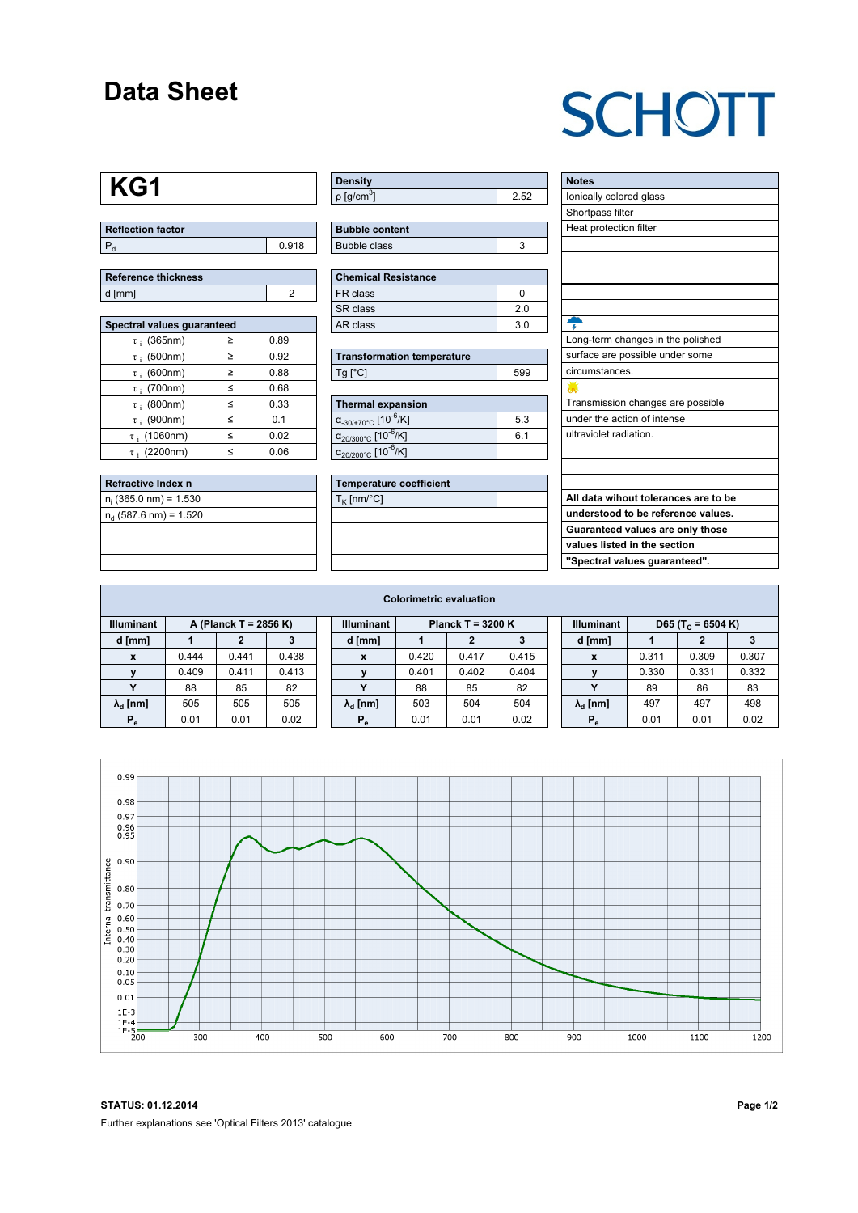# Data Sheet

SCHOTT

## KG1

| Reflection factor | |
|---|---|
| $P_d$ | 0.918 |

| Reference thickness | |
|---|---|
| d [mm] | 2 |

| Spectral values guaranteed | | |
|---|---|---|
| $\tau_i$ (365nm) | ≥ | 0.89 |
| $\tau_i$ (500nm) | ≥ | 0.92 |
| $\tau_i$ (600nm) | ≥ | 0.88 |
| $\tau_i$ (700nm) | ≤ | 0.68 |
| $\tau_i$ (800nm) | ≤ | 0.33 |
| $\tau_i$ (900nm) | ≤ | 0.1 |
| $\tau_i$ (1060nm) | ≤ | 0.02 |
| $\tau_i$ (2200nm) | ≤ | 0.06 |

| Refractive Index n |
|---|
| $n_i$ (365.0 nm) = 1.530 |
| $n_d$ (587.6 nm) = 1.520 |

| Density | |
|---|---|
| $\rho$ [g/cm$^3$] | 2.52 |

| Bubble content | |
|---|---|
| Bubble class | 3 |

| Chemical Resistance | |
|---|---|
| FR class | 0 |
| SR class | 2.0 |
| AR class | 3.0 |

| Transformation temperature | |
|---|---|
| Tg [°C] | 599 |

| Thermal expansion | |
|---|---|
| $\alpha_{-30/+70°C}$ [$10^{-6}$/K] | 5.3 |
| $\alpha_{20/300°C}$ [$10^{-6}$/K] | 6.1 |
| $\alpha_{20/200°C}$ [$10^{-6}$/K] | |

| Temperature coefficient | |
|---|---|
| $T_K$ [nm/°C] | |

| Notes |
|---|
| Ionically colored glass |
| Shortpass filter |
| Heat protection filter |
| Long-term changes in the polished surface are possible under some circumstances. |
| Transmission changes are possible under the action of intense ultraviolet radiation. |
| **All data wihout tolerances are to be understood to be reference values. Guaranteed values are only those values listed in the section "Spectral values guaranteed".** |

### Colorimetric evaluation

| Illuminant | A (Planck T = 2856 K) | | |
|---|---|---|---|
| d [mm] | 1 | 2 | 3 |
| x | 0.444 | 0.441 | 0.438 |
| y | 0.409 | 0.411 | 0.413 |
| Y | 88 | 85 | 82 |
| $\lambda_d$ [nm] | 505 | 505 | 505 |
| $P_e$ | 0.01 | 0.01 | 0.02 |

| Illuminant | Planck T = 3200 K | | |
|---|---|---|---|
| d [mm] | 1 | 2 | 3 |
| x | 0.420 | 0.417 | 0.415 |
| y | 0.401 | 0.402 | 0.404 |
| Y | 88 | 85 | 82 |
| $\lambda_d$ [nm] | 503 | 504 | 504 |
| $P_e$ | 0.01 | 0.01 | 0.02 |

| Illuminant | D65 ($T_C$ = 6504 K) | | |
|---|---|---|---|
| d [mm] | 1 | 2 | 3 |
| x | 0.311 | 0.309 | 0.307 |
| y | 0.330 | 0.331 | 0.332 |
| Y | 89 | 86 | 83 |
| $\lambda_d$ [nm] | 497 | 497 | 498 |
| $P_e$ | 0.01 | 0.01 | 0.02 |

**STATUS: 01.12.2014**

Further explanations see 'Optical Filters 2013' catalogue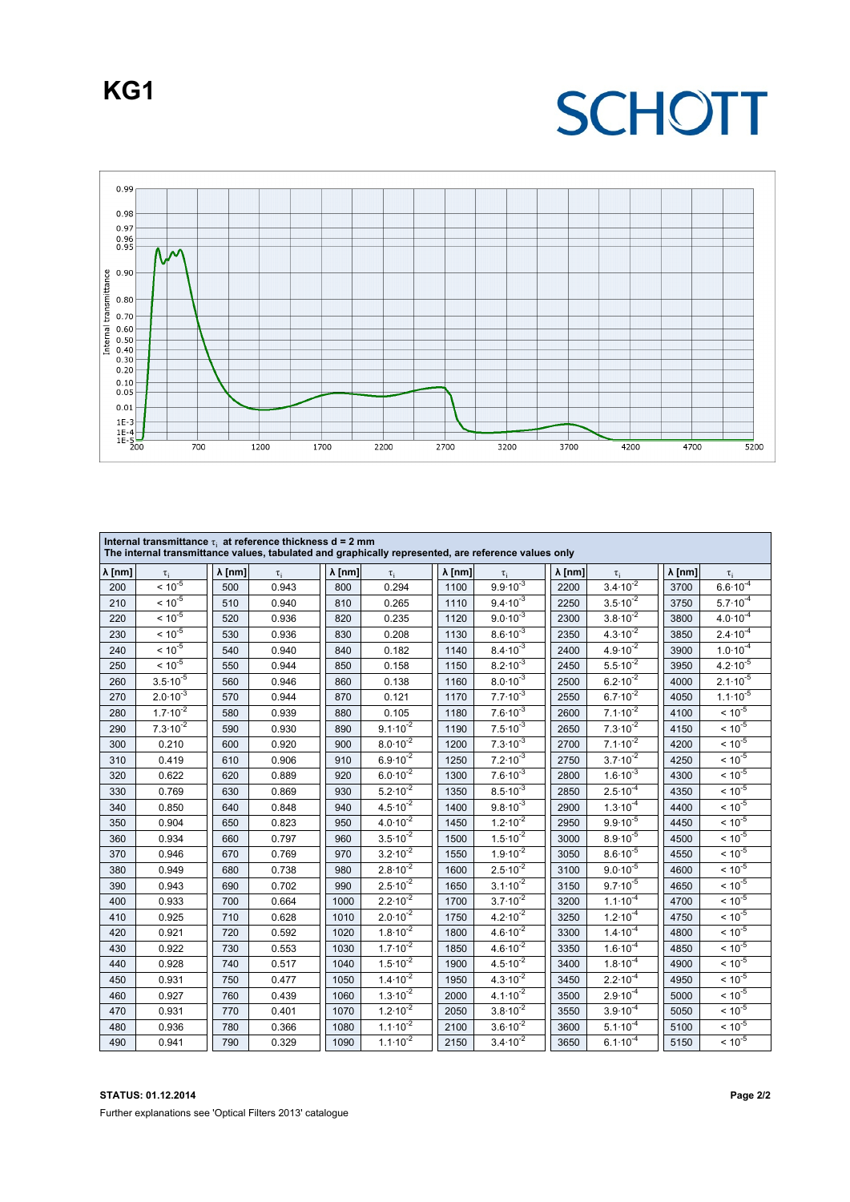# KG1

SCHOTT

0.99
0.98
0.97
0.96
0.95
0.90
0.80
0.70
0.60
0.50
0.40
0.30
0.20
0.10
0.05
0.01
1E-3
1E-4
1E-5

Internal transmittance

200 700 1200 1700 2200 2700 3200 3700 4200 4700 5200

**Internal transmittance $\tau_i$ at reference thickness d = 2 mm**
**The internal transmittance values, tabulated and graphically represented, are reference values only**

| λ [nm] | $\tau_i$ | λ [nm] | $\tau_i$ | λ [nm] | $\tau_i$ | λ [nm] | $\tau_i$ | λ [nm] | $\tau_i$ | λ [nm] | $\tau_i$ |
|---|---|---|---|---|---|---|---|---|---|---|---|
| 200 | $< 10^{-5}$ | 500 | 0.943 | 800 | 0.294 | 1100 | $9.9 \cdot 10^{-3}$ | 2200 | $3.4 \cdot 10^{-2}$ | 3700 | $6.6 \cdot 10^{-4}$ |
| 210 | $< 10^{-5}$ | 510 | 0.940 | 810 | 0.265 | 1110 | $9.4 \cdot 10^{-3}$ | 2250 | $3.5 \cdot 10^{-2}$ | 3750 | $5.7 \cdot 10^{-4}$ |
| 220 | $< 10^{-5}$ | 520 | 0.936 | 820 | 0.235 | 1120 | $9.0 \cdot 10^{-3}$ | 2300 | $3.8 \cdot 10^{-2}$ | 3800 | $4.0 \cdot 10^{-4}$ |
| 230 | $< 10^{-5}$ | 530 | 0.936 | 830 | 0.208 | 1130 | $8.6 \cdot 10^{-3}$ | 2350 | $4.3 \cdot 10^{-2}$ | 3850 | $2.4 \cdot 10^{-4}$ |
| 240 | $< 10^{-5}$ | 540 | 0.940 | 840 | 0.182 | 1140 | $8.4 \cdot 10^{-3}$ | 2400 | $4.9 \cdot 10^{-2}$ | 3900 | $1.0 \cdot 10^{-4}$ |
| 250 | $< 10^{-5}$ | 550 | 0.944 | 850 | 0.158 | 1150 | $8.2 \cdot 10^{-3}$ | 2450 | $5.5 \cdot 10^{-2}$ | 3950 | $4.2 \cdot 10^{-5}$ |
| 260 | $3.5 \cdot 10^{-5}$ | 560 | 0.946 | 860 | 0.138 | 1160 | $8.0 \cdot 10^{-3}$ | 2500 | $6.2 \cdot 10^{-2}$ | 4000 | $2.1 \cdot 10^{-5}$ |
| 270 | $2.0 \cdot 10^{-3}$ | 570 | 0.944 | 870 | 0.121 | 1170 | $7.7 \cdot 10^{-3}$ | 2550 | $6.7 \cdot 10^{-2}$ | 4050 | $1.1 \cdot 10^{-5}$ |
| 280 | $1.7 \cdot 10^{-2}$ | 580 | 0.939 | 880 | 0.105 | 1180 | $7.6 \cdot 10^{-3}$ | 2600 | $7.1 \cdot 10^{-2}$ | 4100 | $< 10^{-5}$ |
| 290 | $7.3 \cdot 10^{-2}$ | 590 | 0.930 | 890 | $9.1 \cdot 10^{-2}$ | 1190 | $7.5 \cdot 10^{-3}$ | 2650 | $7.3 \cdot 10^{-2}$ | 4150 | $< 10^{-5}$ |
| 300 | 0.210 | 600 | 0.920 | 900 | $8.0 \cdot 10^{-2}$ | 1200 | $7.3 \cdot 10^{-3}$ | 2700 | $7.1 \cdot 10^{-2}$ | 4200 | $< 10^{-5}$ |
| 310 | 0.419 | 610 | 0.906 | 910 | $6.9 \cdot 10^{-2}$ | 1250 | $7.2 \cdot 10^{-3}$ | 2750 | $3.7 \cdot 10^{-2}$ | 4250 | $< 10^{-5}$ |
| 320 | 0.622 | 620 | 0.889 | 920 | $6.0 \cdot 10^{-2}$ | 1300 | $7.6 \cdot 10^{-3}$ | 2800 | $1.6 \cdot 10^{-3}$ | 4300 | $< 10^{-5}$ |
| 330 | 0.769 | 630 | 0.869 | 930 | $5.2 \cdot 10^{-2}$ | 1350 | $8.5 \cdot 10^{-3}$ | 2850 | $2.5 \cdot 10^{-4}$ | 4350 | $< 10^{-5}$ |
| 340 | 0.850 | 640 | 0.848 | 940 | $4.5 \cdot 10^{-2}$ | 1400 | $9.8 \cdot 10^{-3}$ | 2900 | $1.3 \cdot 10^{-4}$ | 4400 | $< 10^{-5}$ |
| 350 | 0.904 | 650 | 0.823 | 950 | $4.0 \cdot 10^{-2}$ | 1450 | $1.2 \cdot 10^{-2}$ | 2950 | $9.9 \cdot 10^{-5}$ | 4450 | $< 10^{-5}$ |
| 360 | 0.934 | 660 | 0.797 | 960 | $3.5 \cdot 10^{-2}$ | 1500 | $1.5 \cdot 10^{-2}$ | 3000 | $8.9 \cdot 10^{-5}$ | 4500 | $< 10^{-5}$ |
| 370 | 0.946 | 670 | 0.769 | 970 | $3.2 \cdot 10^{-2}$ | 1550 | $1.9 \cdot 10^{-2}$ | 3050 | $8.6 \cdot 10^{-5}$ | 4550 | $< 10^{-5}$ |
| 380 | 0.949 | 680 | 0.738 | 980 | $2.8 \cdot 10^{-2}$ | 1600 | $2.5 \cdot 10^{-2}$ | 3100 | $9.0 \cdot 10^{-5}$ | 4600 | $< 10^{-5}$ |
| 390 | 0.943 | 690 | 0.702 | 990 | $2.5 \cdot 10^{-2}$ | 1650 | $3.1 \cdot 10^{-2}$ | 3150 | $9.7 \cdot 10^{-5}$ | 4650 | $< 10^{-5}$ |
| 400 | 0.933 | 700 | 0.664 | 1000 | $2.2 \cdot 10^{-2}$ | 1700 | $3.7 \cdot 10^{-2}$ | 3200 | $1.1 \cdot 10^{-4}$ | 4700 | $< 10^{-5}$ |
| 410 | 0.925 | 710 | 0.628 | 1010 | $2.0 \cdot 10^{-2}$ | 1750 | $4.2 \cdot 10^{-2}$ | 3250 | $1.2 \cdot 10^{-4}$ | 4750 | $< 10^{-5}$ |
| 420 | 0.921 | 720 | 0.592 | 1020 | $1.8 \cdot 10^{-2}$ | 1800 | $4.6 \cdot 10^{-2}$ | 3300 | $1.4 \cdot 10^{-4}$ | 4800 | $< 10^{-5}$ |
| 430 | 0.922 | 730 | 0.553 | 1030 | $1.7 \cdot 10^{-2}$ | 1850 | $4.6 \cdot 10^{-2}$ | 3350 | $1.6 \cdot 10^{-4}$ | 4850 | $< 10^{-5}$ |
| 440 | 0.928 | 740 | 0.517 | 1040 | $1.5 \cdot 10^{-2}$ | 1900 | $4.5 \cdot 10^{-2}$ | 3400 | $1.8 \cdot 10^{-4}$ | 4900 | $< 10^{-5}$ |
| 450 | 0.931 | 750 | 0.477 | 1050 | $1.4 \cdot 10^{-2}$ | 1950 | $4.3 \cdot 10^{-2}$ | 3450 | $2.2 \cdot 10^{-4}$ | 4950 | $< 10^{-5}$ |
| 460 | 0.927 | 760 | 0.439 | 1060 | $1.3 \cdot 10^{-2}$ | 2000 | $4.1 \cdot 10^{-2}$ | 3500 | $2.9 \cdot 10^{-4}$ | 5000 | $< 10^{-5}$ |
| 470 | 0.931 | 770 | 0.401 | 1070 | $1.2 \cdot 10^{-2}$ | 2050 | $3.8 \cdot 10^{-2}$ | 3550 | $3.9 \cdot 10^{-4}$ | 5050 | $< 10^{-5}$ |
| 480 | 0.936 | 780 | 0.366 | 1080 | $1.1 \cdot 10^{-2}$ | 2100 | $3.6 \cdot 10^{-2}$ | 3600 | $5.1 \cdot 10^{-4}$ | 5100 | $< 10^{-5}$ |
| 490 | 0.941 | 790 | 0.329 | 1090 | $1.1 \cdot 10^{-2}$ | 2150 | $3.4 \cdot 10^{-2}$ | 3650 | $6.1 \cdot 10^{-4}$ | 5150 | $< 10^{-5}$ |

**STATUS: 01.12.2014**

Further explanations see 'Optical Filters 2013' catalogue